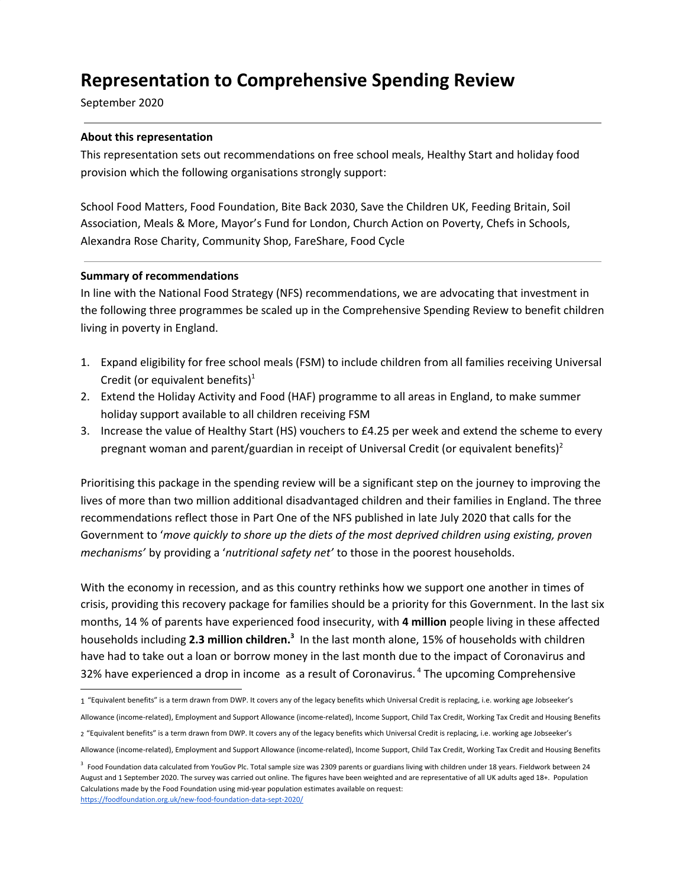# Representation to Comprehensive Spending Review

September 2020

---

**About this representation**

This representation sets out recommendations on free school meals, Healthy Start and holiday food provision which the following organisations strongly support:

School Food Matters, Food Foundation, Bite Back 2030, Save the Children UK, Feeding Britain, Soil Association, Meals & More, Mayor's Fund for London, Church Action on Poverty, Chefs in Schools, Alexandra Rose Charity, Community Shop, FareShare, Food Cycle

---

**Summary of recommendations**

In line with the National Food Strategy (NFS) recommendations, we are advocating that investment in the following three programmes be scaled up in the Comprehensive Spending Review to benefit children living in poverty in England.

1. Expand eligibility for free school meals (FSM) to include children from all families receiving Universal Credit (or equivalent benefits)[1]
2. Extend the Holiday Activity and Food (HAF) programme to all areas in England, to make summer holiday support available to all children receiving FSM
3. Increase the value of Healthy Start (HS) vouchers to £4.25 per week and extend the scheme to every pregnant woman and parent/guardian in receipt of Universal Credit (or equivalent benefits)[2]

Prioritising this package in the spending review will be a significant step on the journey to improving the lives of more than two million additional disadvantaged children and their families in England. The three recommendations reflect those in Part One of the NFS published in late July 2020 that calls for the Government to '*move quickly to shore up the diets of the most deprived children using existing, proven mechanisms'* by providing a '*nutritional safety net'* to those in the poorest households.

With the economy in recession, and as this country rethinks how we support one another in times of crisis, providing this recovery package for families should be a priority for this Government. In the last six months, 14 % of parents have experienced food insecurity, with **4 million** people living in these affected households including **2.3 million children.**[3] In the last month alone, 15% of households with children have had to take out a loan or borrow money in the last month due to the impact of Coronavirus and 32% have experienced a drop in income as a result of Coronavirus.[4] The upcoming Comprehensive

---

[1] "Equivalent benefits" is a term drawn from DWP. It covers any of the legacy benefits which Universal Credit is replacing, i.e. working age Jobseeker's Allowance (income-related), Employment and Support Allowance (income-related), Income Support, Child Tax Credit, Working Tax Credit and Housing Benefits

[2] "Equivalent benefits" is a term drawn from DWP. It covers any of the legacy benefits which Universal Credit is replacing, i.e. working age Jobseeker's Allowance (income-related), Employment and Support Allowance (income-related), Income Support, Child Tax Credit, Working Tax Credit and Housing Benefits

[3] Food Foundation data calculated from YouGov Plc. Total sample size was 2309 parents or guardians living with children under 18 years. Fieldwork between 24 August and 1 September 2020. The survey was carried out online. The figures have been weighted and are representative of all UK adults aged 18+. Population Calculations made by the Food Foundation using mid-year population estimates available on request: https://foodfoundation.org.uk/new-food-foundation-data-sept-2020/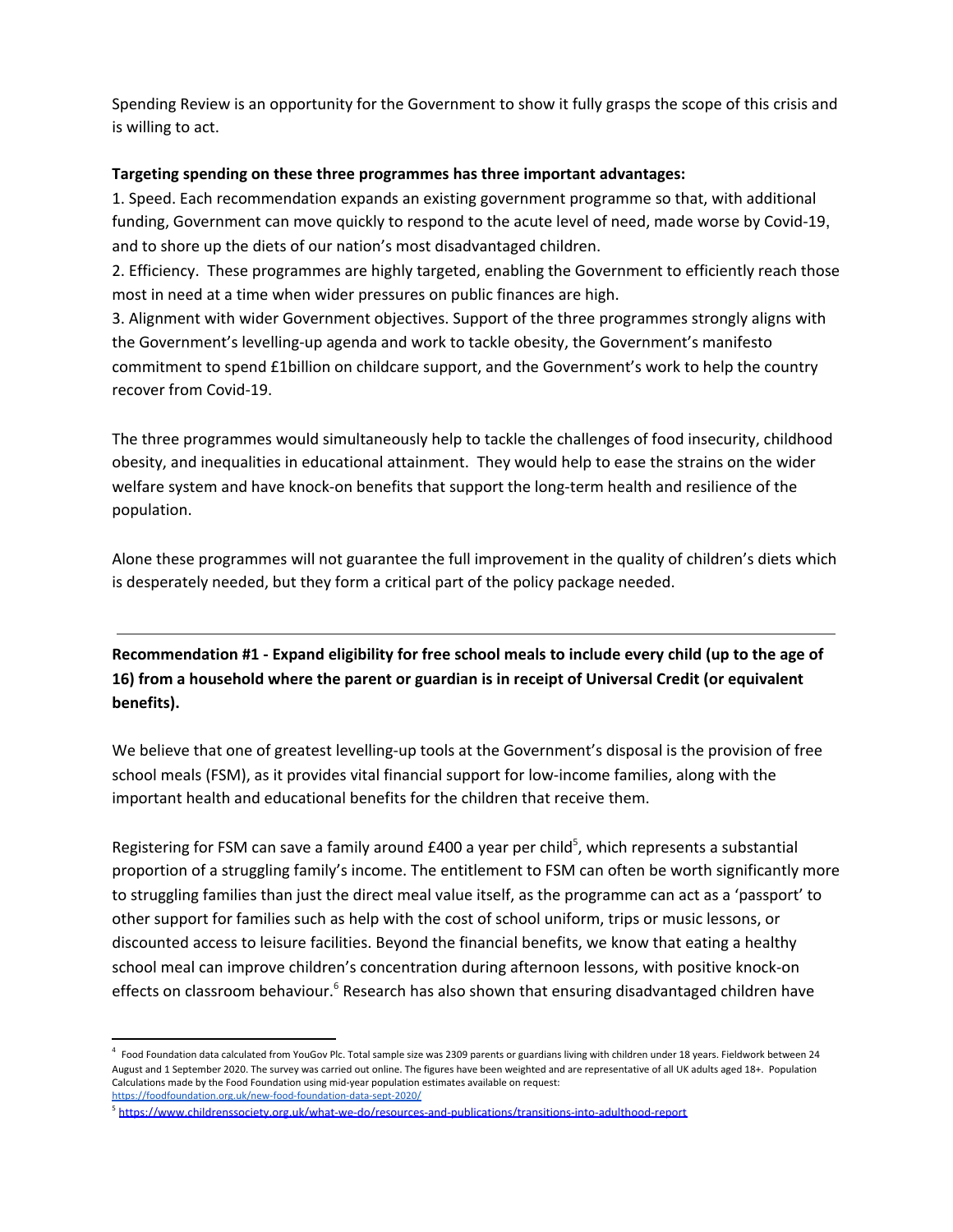Spending Review is an opportunity for the Government to show it fully grasps the scope of this crisis and is willing to act.

**Targeting spending on these three programmes has three important advantages:**

1. Speed. Each recommendation expands an existing government programme so that, with additional funding, Government can move quickly to respond to the acute level of need, made worse by Covid-19, and to shore up the diets of our nation's most disadvantaged children.
2. Efficiency. These programmes are highly targeted, enabling the Government to efficiently reach those most in need at a time when wider pressures on public finances are high.
3. Alignment with wider Government objectives. Support of the three programmes strongly aligns with the Government's levelling-up agenda and work to tackle obesity, the Government's manifesto commitment to spend £1billion on childcare support, and the Government's work to help the country recover from Covid-19.

The three programmes would simultaneously help to tackle the challenges of food insecurity, childhood obesity, and inequalities in educational attainment. They would help to ease the strains on the wider welfare system and have knock-on benefits that support the long-term health and resilience of the population.

Alone these programmes will not guarantee the full improvement in the quality of children's diets which is desperately needed, but they form a critical part of the policy package needed.

---

**Recommendation #1 - Expand eligibility for free school meals to include every child (up to the age of 16) from a household where the parent or guardian is in receipt of Universal Credit (or equivalent benefits).**

We believe that one of greatest levelling-up tools at the Government's disposal is the provision of free school meals (FSM), as it provides vital financial support for low-income families, along with the important health and educational benefits for the children that receive them.

Registering for FSM can save a family around £400 a year per child[5], which represents a substantial proportion of a struggling family's income. The entitlement to FSM can often be worth significantly more to struggling families than just the direct meal value itself, as the programme can act as a 'passport' to other support for families such as help with the cost of school uniform, trips or music lessons, or discounted access to leisure facilities. Beyond the financial benefits, we know that eating a healthy school meal can improve children's concentration during afternoon lessons, with positive knock-on effects on classroom behaviour.[6] Research has also shown that ensuring disadvantaged children have

---

[4] Food Foundation data calculated from YouGov Plc. Total sample size was 2309 parents or guardians living with children under 18 years. Fieldwork between 24 August and 1 September 2020. The survey was carried out online. The figures have been weighted and are representative of all UK adults aged 18+. Population Calculations made by the Food Foundation using mid-year population estimates available on request: https://foodfoundation.org.uk/new-food-foundation-data-sept-2020/

[5] https://www.childrenssociety.org.uk/what-we-do/resources-and-publications/transitions-into-adulthood-report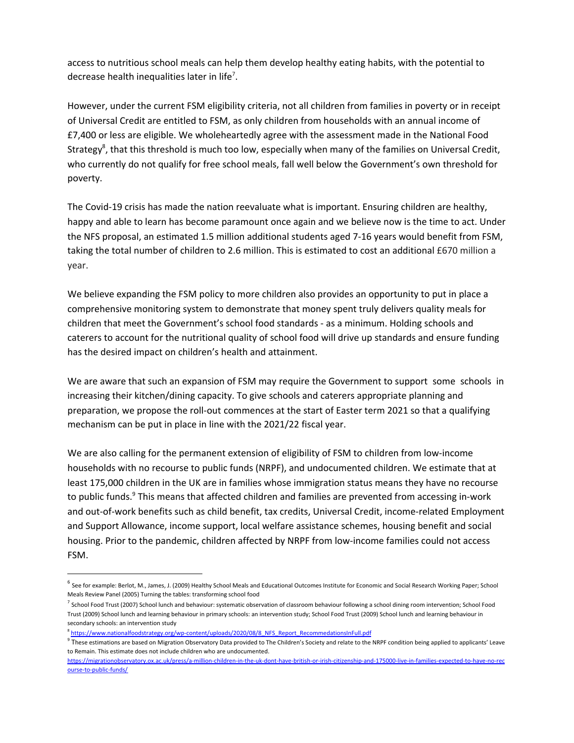access to nutritious school meals can help them develop healthy eating habits, with the potential to decrease health inequalities later in life[7].

However, under the current FSM eligibility criteria, not all children from families in poverty or in receipt of Universal Credit are entitled to FSM, as only children from households with an annual income of £7,400 or less are eligible. We wholeheartedly agree with the assessment made in the National Food Strategy[8], that this threshold is much too low, especially when many of the families on Universal Credit, who currently do not qualify for free school meals, fall well below the Government's own threshold for poverty.

The Covid-19 crisis has made the nation reevaluate what is important. Ensuring children are healthy, happy and able to learn has become paramount once again and we believe now is the time to act. Under the NFS proposal, an estimated 1.5 million additional students aged 7-16 years would benefit from FSM, taking the total number of children to 2.6 million. This is estimated to cost an additional £670 million a year.

We believe expanding the FSM policy to more children also provides an opportunity to put in place a comprehensive monitoring system to demonstrate that money spent truly delivers quality meals for children that meet the Government's school food standards - as a minimum. Holding schools and caterers to account for the nutritional quality of school food will drive up standards and ensure funding has the desired impact on children's health and attainment.

We are aware that such an expansion of FSM may require the Government to support some schools in increasing their kitchen/dining capacity. To give schools and caterers appropriate planning and preparation, we propose the roll-out commences at the start of Easter term 2021 so that a qualifying mechanism can be put in place in line with the 2021/22 fiscal year.

We are also calling for the permanent extension of eligibility of FSM to children from low-income households with no recourse to public funds (NRPF), and undocumented children. We estimate that at least 175,000 children in the UK are in families whose immigration status means they have no recourse to public funds.[9] This means that affected children and families are prevented from accessing in-work and out-of-work benefits such as child benefit, tax credits, Universal Credit, income-related Employment and Support Allowance, income support, local welfare assistance schemes, housing benefit and social housing. Prior to the pandemic, children affected by NRPF from low-income families could not access FSM.

---

[6] See for example: Berlot, M., James, J. (2009) Healthy School Meals and Educational Outcomes Institute for Economic and Social Research Working Paper; School Meals Review Panel (2005) Turning the tables: transforming school food

[7] School Food Trust (2007) School lunch and behaviour: systematic observation of classroom behaviour following a school dining room intervention; School Food Trust (2009) School lunch and learning behaviour in primary schools: an intervention study; School Food Trust (2009) School lunch and learning behaviour in secondary schools: an intervention study

[8] https://www.nationalfoodstrategy.org/wp-content/uploads/2020/08/8_NFS_Report_RecommedationsInFull.pdf

[9] These estimations are based on Migration Observatory Data provided to The Children's Society and relate to the NRPF condition being applied to applicants' Leave to Remain. This estimate does not include children who are undocumented. https://migrationobservatory.ox.ac.uk/press/a-million-children-in-the-uk-dont-have-british-or-irish-citizenship-and-175000-live-in-families-expected-to-have-no-recourse-to-public-funds/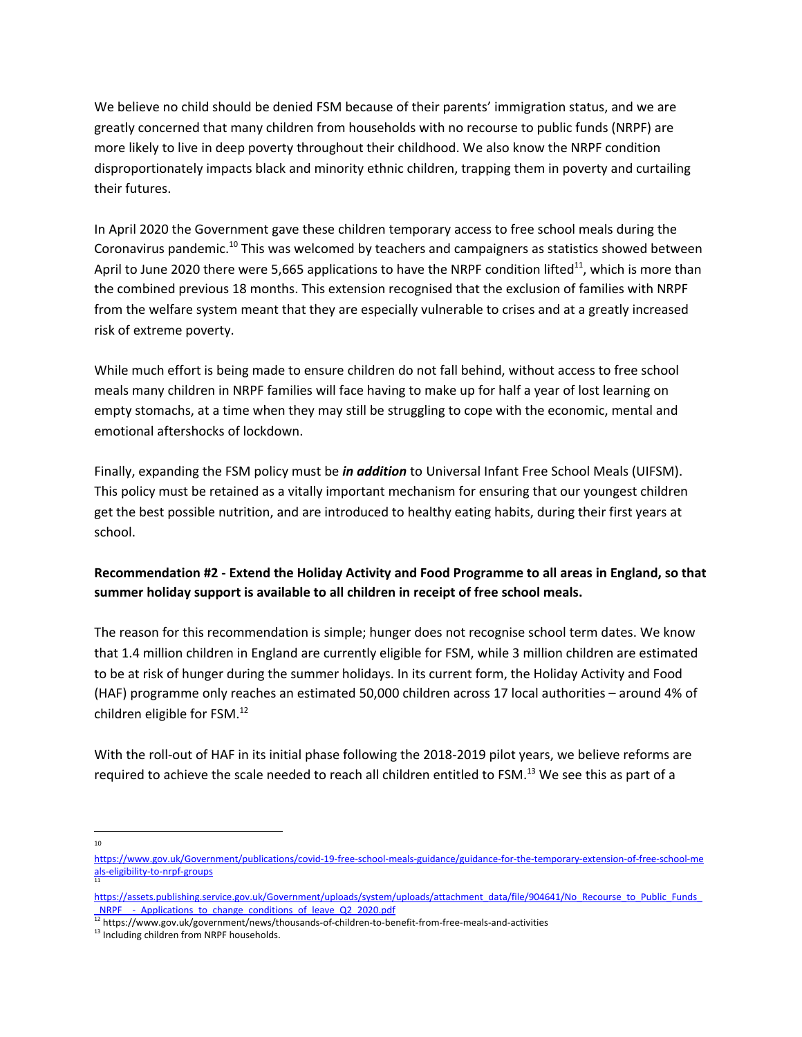We believe no child should be denied FSM because of their parents' immigration status, and we are greatly concerned that many children from households with no recourse to public funds (NRPF) are more likely to live in deep poverty throughout their childhood. We also know the NRPF condition disproportionately impacts black and minority ethnic children, trapping them in poverty and curtailing their futures.

In April 2020 the Government gave these children temporary access to free school meals during the Coronavirus pandemic.[10] This was welcomed by teachers and campaigners as statistics showed between April to June 2020 there were 5,665 applications to have the NRPF condition lifted[11], which is more than the combined previous 18 months. This extension recognised that the exclusion of families with NRPF from the welfare system meant that they are especially vulnerable to crises and at a greatly increased risk of extreme poverty.

While much effort is being made to ensure children do not fall behind, without access to free school meals many children in NRPF families will face having to make up for half a year of lost learning on empty stomachs, at a time when they may still be struggling to cope with the economic, mental and emotional aftershocks of lockdown.

Finally, expanding the FSM policy must be ***in addition*** to Universal Infant Free School Meals (UIFSM). This policy must be retained as a vitally important mechanism for ensuring that our youngest children get the best possible nutrition, and are introduced to healthy eating habits, during their first years at school.

**Recommendation #2 - Extend the Holiday Activity and Food Programme to all areas in England, so that summer holiday support is available to all children in receipt of free school meals.**

The reason for this recommendation is simple; hunger does not recognise school term dates. We know that 1.4 million children in England are currently eligible for FSM, while 3 million children are estimated to be at risk of hunger during the summer holidays. In its current form, the Holiday Activity and Food (HAF) programme only reaches an estimated 50,000 children across 17 local authorities – around 4% of children eligible for FSM.[12]

With the roll-out of HAF in its initial phase following the 2018-2019 pilot years, we believe reforms are required to achieve the scale needed to reach all children entitled to FSM.[13] We see this as part of a

---

[10] https://www.gov.uk/Government/publications/covid-19-free-school-meals-guidance/guidance-for-the-temporary-extension-of-free-school-meals-eligibility-to-nrpf-groups

[11] https://assets.publishing.service.gov.uk/Government/uploads/system/uploads/attachment_data/file/904641/No_Recourse_to_Public_Funds__NRPF__-_Applications_to_change_conditions_of_leave_Q2_2020.pdf

[12] https://www.gov.uk/government/news/thousands-of-children-to-benefit-from-free-meals-and-activities

[13] Including children from NRPF households.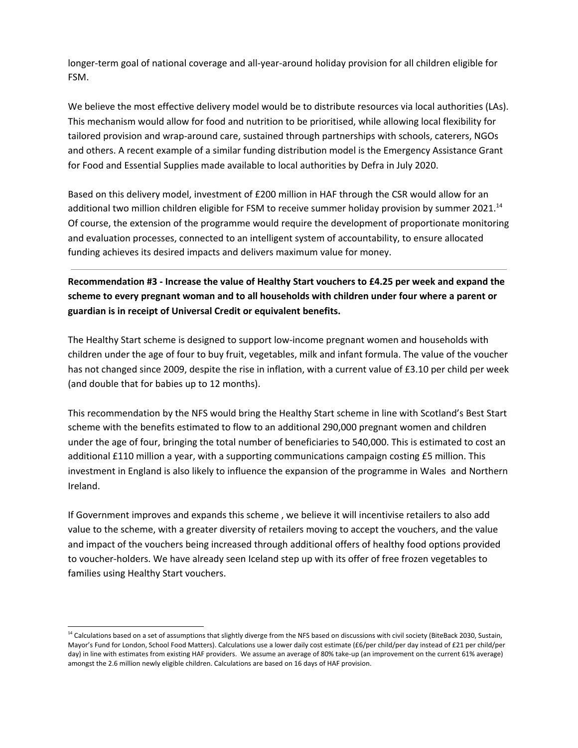longer-term goal of national coverage and all-year-around holiday provision for all children eligible for FSM.

We believe the most effective delivery model would be to distribute resources via local authorities (LAs). This mechanism would allow for food and nutrition to be prioritised, while allowing local flexibility for tailored provision and wrap-around care, sustained through partnerships with schools, caterers, NGOs and others. A recent example of a similar funding distribution model is the Emergency Assistance Grant for Food and Essential Supplies made available to local authorities by Defra in July 2020.

Based on this delivery model, investment of £200 million in HAF through the CSR would allow for an additional two million children eligible for FSM to receive summer holiday provision by summer 2021.[14] Of course, the extension of the programme would require the development of proportionate monitoring and evaluation processes, connected to an intelligent system of accountability, to ensure allocated funding achieves its desired impacts and delivers maximum value for money.

---

**Recommendation #3 - Increase the value of Healthy Start vouchers to £4.25 per week and expand the scheme to every pregnant woman and to all households with children under four where a parent or guardian is in receipt of Universal Credit or equivalent benefits.**

The Healthy Start scheme is designed to support low-income pregnant women and households with children under the age of four to buy fruit, vegetables, milk and infant formula. The value of the voucher has not changed since 2009, despite the rise in inflation, with a current value of £3.10 per child per week (and double that for babies up to 12 months).

This recommendation by the NFS would bring the Healthy Start scheme in line with Scotland's Best Start scheme with the benefits estimated to flow to an additional 290,000 pregnant women and children under the age of four, bringing the total number of beneficiaries to 540,000. This is estimated to cost an additional £110 million a year, with a supporting communications campaign costing £5 million. This investment in England is also likely to influence the expansion of the programme in Wales and Northern Ireland.

If Government improves and expands this scheme , we believe it will incentivise retailers to also add value to the scheme, with a greater diversity of retailers moving to accept the vouchers, and the value and impact of the vouchers being increased through additional offers of healthy food options provided to voucher-holders. We have already seen Iceland step up with its offer of free frozen vegetables to families using Healthy Start vouchers.

---

[14] Calculations based on a set of assumptions that slightly diverge from the NFS based on discussions with civil society (BiteBack 2030, Sustain, Mayor's Fund for London, School Food Matters). Calculations use a lower daily cost estimate (£6/per child/per day instead of £21 per child/per day) in line with estimates from existing HAF providers. We assume an average of 80% take-up (an improvement on the current 61% average) amongst the 2.6 million newly eligible children. Calculations are based on 16 days of HAF provision.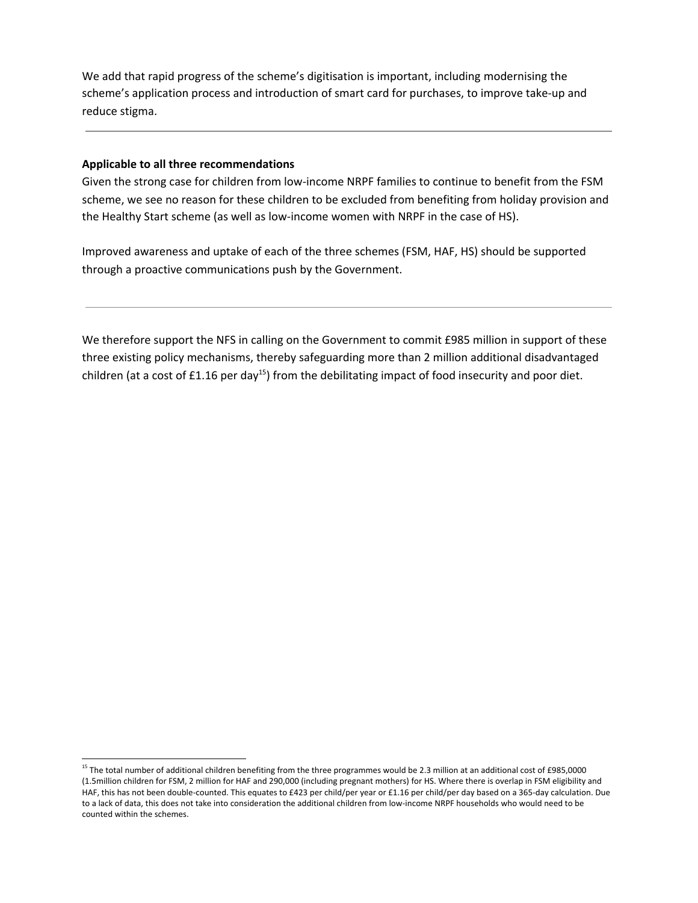We add that rapid progress of the scheme's digitisation is important, including modernising the scheme's application process and introduction of smart card for purchases, to improve take-up and reduce stigma.

---

**Applicable to all three recommendations**

Given the strong case for children from low-income NRPF families to continue to benefit from the FSM scheme, we see no reason for these children to be excluded from benefiting from holiday provision and the Healthy Start scheme (as well as low-income women with NRPF in the case of HS).

Improved awareness and uptake of each of the three schemes (FSM, HAF, HS) should be supported through a proactive communications push by the Government.

---

We therefore support the NFS in calling on the Government to commit £985 million in support of these three existing policy mechanisms, thereby safeguarding more than 2 million additional disadvantaged children (at a cost of £1.16 per day[15]) from the debilitating impact of food insecurity and poor diet.

[15] The total number of additional children benefiting from the three programmes would be 2.3 million at an additional cost of £985,0000 (1.5million children for FSM, 2 million for HAF and 290,000 (including pregnant mothers) for HS. Where there is overlap in FSM eligibility and HAF, this has not been double-counted. This equates to £423 per child/per year or £1.16 per child/per day based on a 365-day calculation. Due to a lack of data, this does not take into consideration the additional children from low-income NRPF households who would need to be counted within the schemes.